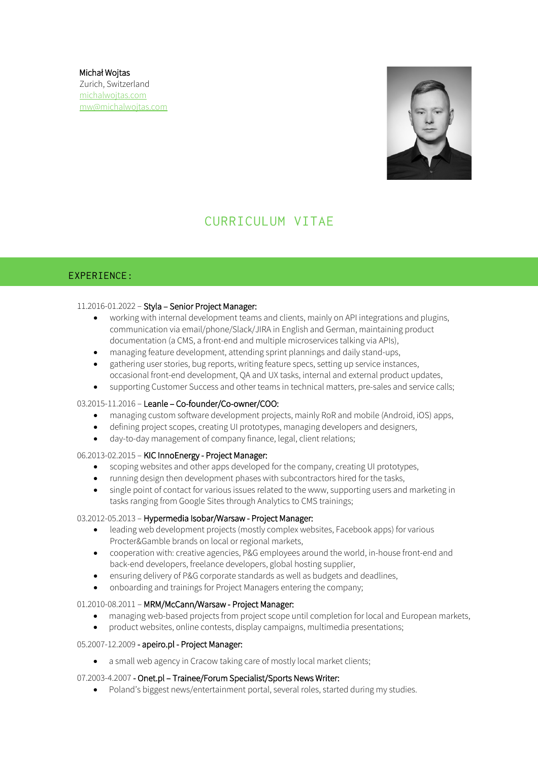Michał Wojtas
Zurich, Switzerland
michalwojtas.com
mw@michalwojtas.com

# CURRICULUM VITAE

## EXPERIENCE:

11.2016-01.2022 – Styla – Senior Project Manager:

- working with internal development teams and clients, mainly on API integrations and plugins, communication via email/phone/Slack/JIRA in English and German, maintaining product documentation (a CMS, a front-end and multiple microservices talking via APIs),
- managing feature development, attending sprint plannings and daily stand-ups,
- gathering user stories, bug reports, writing feature specs, setting up service instances, occasional front-end development, QA and UX tasks, internal and external product updates,
- supporting Customer Success and other teams in technical matters, pre-sales and service calls;

03.2015-11.2016 – Leanle – Co-founder/Co-owner/COO:

- managing custom software development projects, mainly RoR and mobile (Android, iOS) apps,
- defining project scopes, creating UI prototypes, managing developers and designers,
- day-to-day management of company finance, legal, client relations;

06.2013-02.2015 – KIC InnoEnergy - Project Manager:

- scoping websites and other apps developed for the company, creating UI prototypes,
- running design then development phases with subcontractors hired for the tasks,
- single point of contact for various issues related to the www, supporting users and marketing in tasks ranging from Google Sites through Analytics to CMS trainings;

03.2012-05.2013 – Hypermedia Isobar/Warsaw - Project Manager:

- leading web development projects (mostly complex websites, Facebook apps) for various Procter&Gamble brands on local or regional markets,
- cooperation with: creative agencies, P&G employees around the world, in-house front-end and back-end developers, freelance developers, global hosting supplier,
- ensuring delivery of P&G corporate standards as well as budgets and deadlines,
- onboarding and trainings for Project Managers entering the company;

01.2010-08.2011 – MRM/McCann/Warsaw - Project Manager:

- managing web-based projects from project scope until completion for local and European markets,
- product websites, online contests, display campaigns, multimedia presentations;

05.2007-12.2009 - apeiro.pl - Project Manager:

- a small web agency in Cracow taking care of mostly local market clients;

07.2003-4.2007 - Onet.pl – Trainee/Forum Specialist/Sports News Writer:

- Poland's biggest news/entertainment portal, several roles, started during my studies.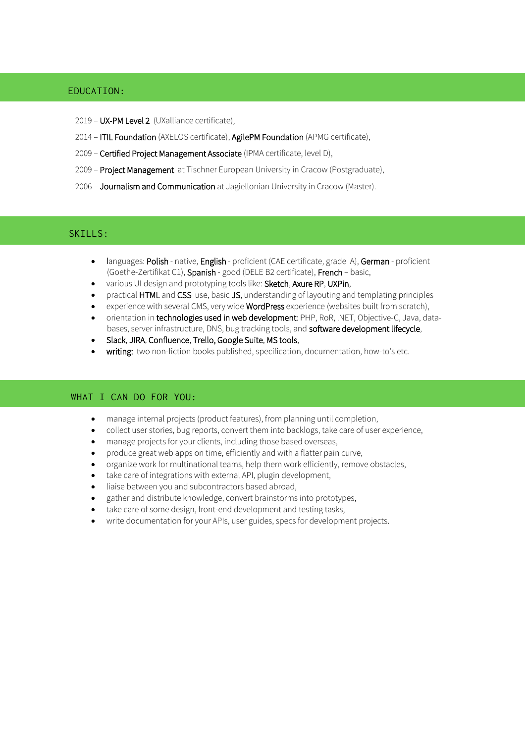## EDUCATION:

2019 – UX-PM Level 2 (UXalliance certificate),

2014 – ITIL Foundation (AXELOS certificate), AgilePM Foundation (APMG certificate),

2009 – Certified Project Management Associate (IPMA certificate, level D),

2009 – Project Management at Tischner European University in Cracow (Postgraduate),

2006 – Journalism and Communication at Jagiellonian University in Cracow (Master).

## SKILLS:

- languages: Polish - native, English - proficient (CAE certificate, grade A), German - proficient (Goethe-Zertifikat C1), Spanish - good (DELE B2 certificate), French – basic,
- various UI design and prototyping tools like: Sketch, Axure RP, UXPin,
- practical HTML and CSS use, basic JS, understanding of layouting and templating principles
- experience with several CMS, very wide WordPress experience (websites built from scratch),
- orientation in technologies used in web development: PHP, RoR, .NET, Objective-C, Java, databases, server infrastructure, DNS, bug tracking tools, and software development lifecycle,
- Slack, JIRA, Confluence, Trello, Google Suite, MS tools,
- writing: two non-fiction books published, specification, documentation, how-to's etc.

## WHAT I CAN DO FOR YOU:

- manage internal projects (product features), from planning until completion,
- collect user stories, bug reports, convert them into backlogs, take care of user experience,
- manage projects for your clients, including those based overseas,
- produce great web apps on time, efficiently and with a flatter pain curve,
- organize work for multinational teams, help them work efficiently, remove obstacles,
- take care of integrations with external API, plugin development,
- liaise between you and subcontractors based abroad,
- gather and distribute knowledge, convert brainstorms into prototypes,
- take care of some design, front-end development and testing tasks,
- write documentation for your APIs, user guides, specs for development projects.